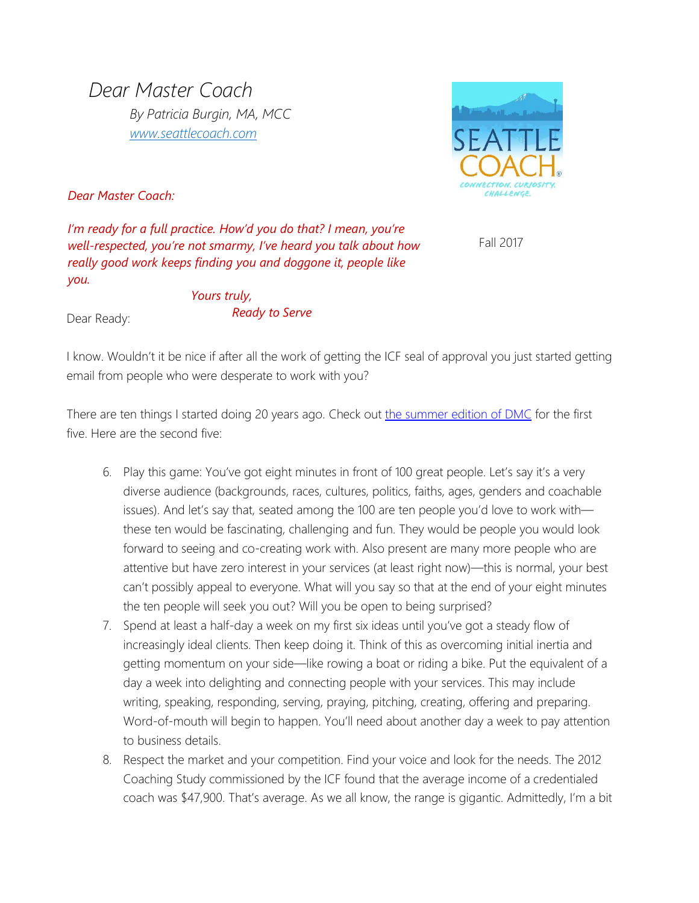# *Dear Master Coach*

*By Patricia Burgin, MA, MCC*
*[www.seattlecoach.com](http://www.seattlecoach.com)*

Fall 2017

*Dear Master Coach:*

*I'm ready for a full practice. How'd you do that? I mean, you're well-respected, you're not smarmy, I've heard you talk about how really good work keeps finding you and doggone it, people like you.*

*Yours truly,*
*Ready to Serve*

Dear Ready:

I know. Wouldn't it be nice if after all the work of getting the ICF seal of approval you just started getting email from people who were desperate to work with you?

There are ten things I started doing 20 years ago. Check out [the summer edition of DMC]() for the first five. Here are the second five:

6. Play this game: You've got eight minutes in front of 100 great people. Let's say it's a very diverse audience (backgrounds, races, cultures, politics, faiths, ages, genders and coachable issues). And let's say that, seated among the 100 are ten people you'd love to work with—these ten would be fascinating, challenging and fun. They would be people you would look forward to seeing and co-creating work with. Also present are many more people who are attentive but have zero interest in your services (at least right now)—this is normal, your best can't possibly appeal to everyone. What will you say so that at the end of your eight minutes the ten people will seek you out? Will you be open to being surprised?
7. Spend at least a half-day a week on my first six ideas until you've got a steady flow of increasingly ideal clients. Then keep doing it. Think of this as overcoming initial inertia and getting momentum on your side—like rowing a boat or riding a bike. Put the equivalent of a day a week into delighting and connecting people with your services. This may include writing, speaking, responding, serving, praying, pitching, creating, offering and preparing. Word-of-mouth will begin to happen. You'll need about another day a week to pay attention to business details.
8. Respect the market and your competition. Find your voice and look for the needs. The 2012 Coaching Study commissioned by the ICF found that the average income of a credentialed coach was $47,900. That's average. As we all know, the range is gigantic. Admittedly, I'm a bit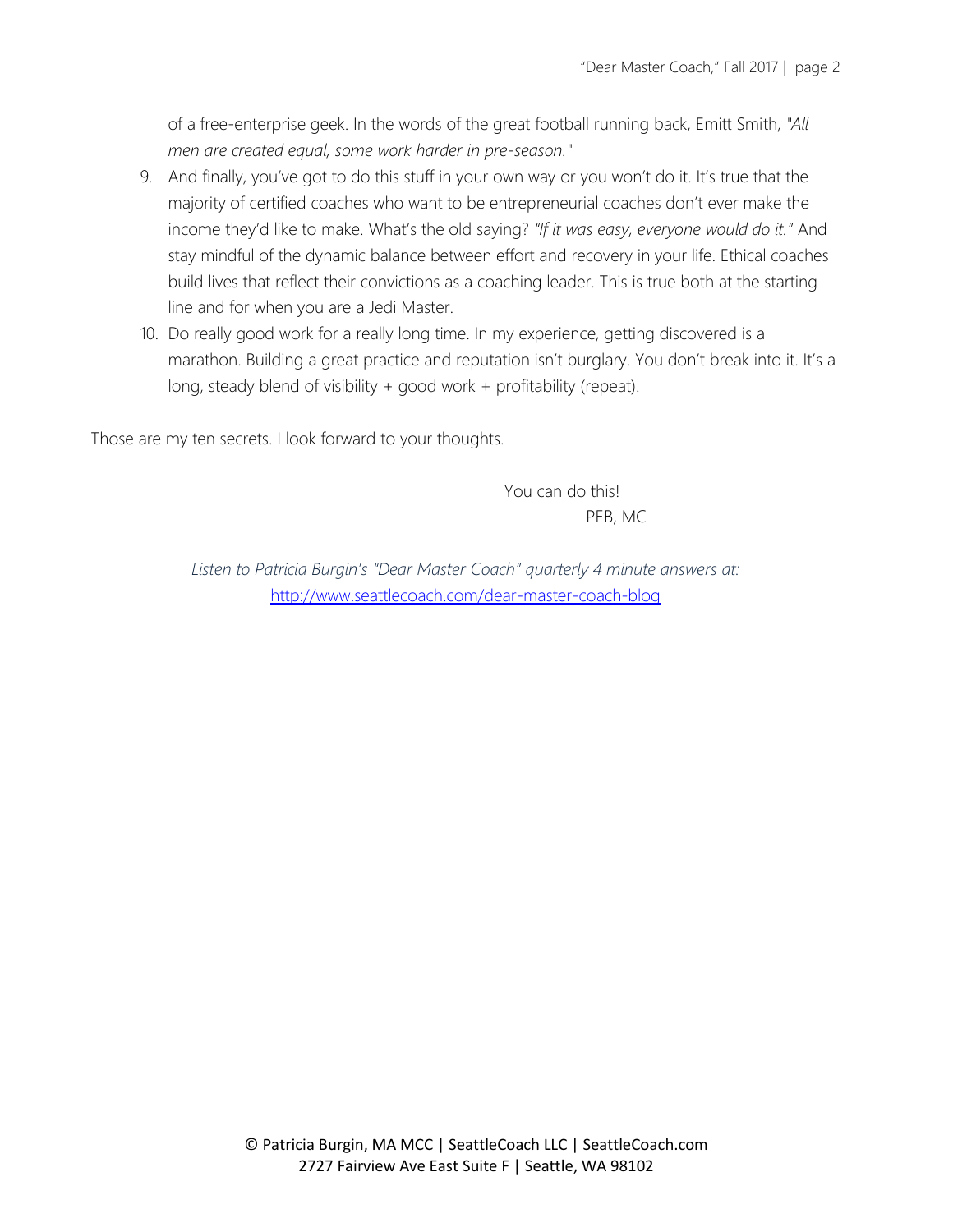of a free-enterprise geek. In the words of the great football running back, Emitt Smith, *"All men are created equal, some work harder in pre-season."*

9. And finally, you've got to do this stuff in your own way or you won't do it. It's true that the majority of certified coaches who want to be entrepreneurial coaches don't ever make the income they'd like to make. What's the old saying? *"If it was easy, everyone would do it."* And stay mindful of the dynamic balance between effort and recovery in your life. Ethical coaches build lives that reflect their convictions as a coaching leader. This is true both at the starting line and for when you are a Jedi Master.
10. Do really good work for a really long time. In my experience, getting discovered is a marathon. Building a great practice and reputation isn't burglary. You don't break into it. It's a long, steady blend of visibility + good work + profitability (repeat).

Those are my ten secrets. I look forward to your thoughts.

You can do this!
PEB, MC

*Listen to Patricia Burgin's "Dear Master Coach" quarterly 4 minute answers at:* http://www.seattlecoach.com/dear-master-coach-blog

© Patricia Burgin, MA MCC | SeattleCoach LLC | SeattleCoach.com
2727 Fairview Ave East Suite F | Seattle, WA 98102